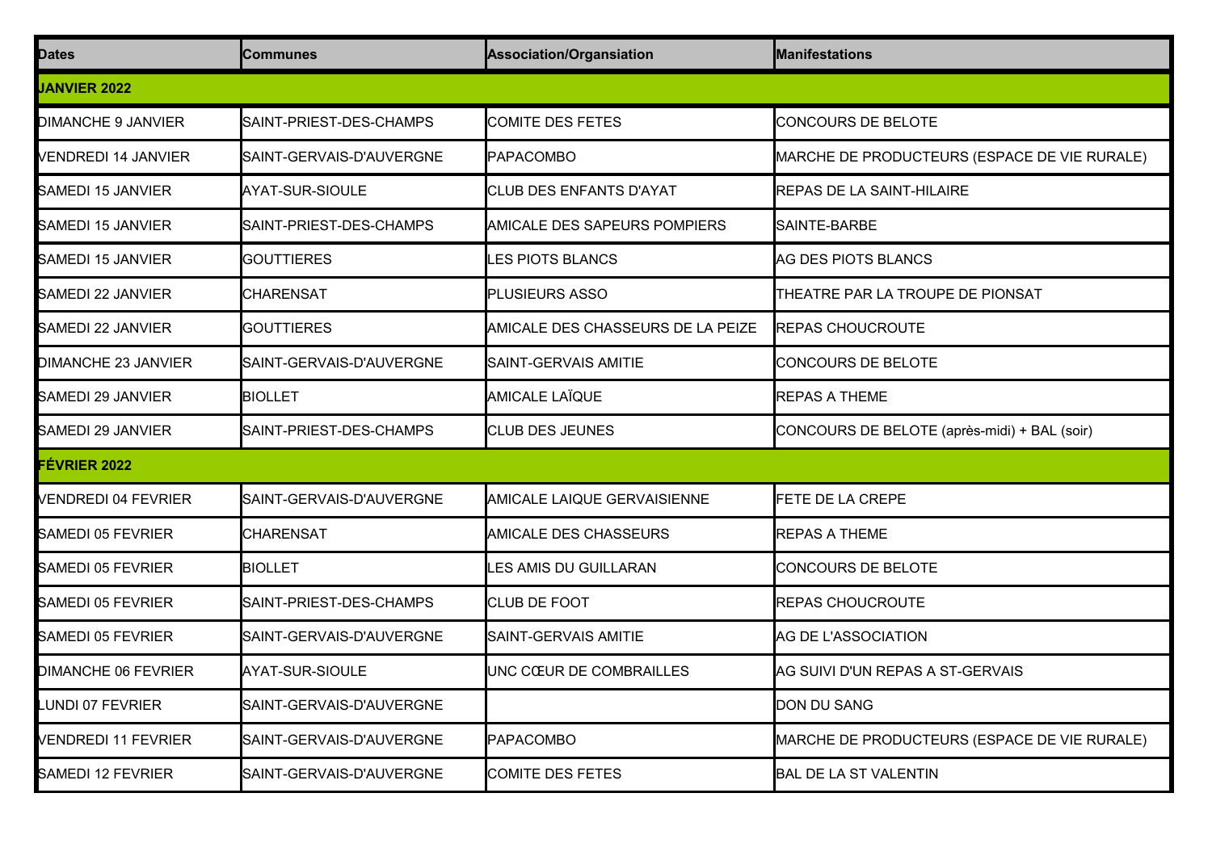| Dates | Communes | Association/Organsiation | Manifestations |
|---|---|---|---|
| **JANVIER 2022** | | | |
| DIMANCHE 9 JANVIER | SAINT-PRIEST-DES-CHAMPS | COMITE DES FETES | CONCOURS DE BELOTE |
| VENDREDI 14 JANVIER | SAINT-GERVAIS-D'AUVERGNE | PAPACOMBO | MARCHE DE PRODUCTEURS (ESPACE DE VIE RURALE) |
| SAMEDI 15 JANVIER | AYAT-SUR-SIOULE | CLUB DES ENFANTS D'AYAT | REPAS DE LA SAINT-HILAIRE |
| SAMEDI 15 JANVIER | SAINT-PRIEST-DES-CHAMPS | AMICALE DES SAPEURS POMPIERS | SAINTE-BARBE |
| SAMEDI 15 JANVIER | GOUTTIERES | LES PIOTS BLANCS | AG DES PIOTS BLANCS |
| SAMEDI 22 JANVIER | CHARENSAT | PLUSIEURS ASSO | THEATRE PAR LA TROUPE DE PIONSAT |
| SAMEDI 22 JANVIER | GOUTTIERES | AMICALE DES CHASSEURS DE LA PEIZE | REPAS CHOUCROUTE |
| DIMANCHE 23 JANVIER | SAINT-GERVAIS-D'AUVERGNE | SAINT-GERVAIS AMITIE | CONCOURS DE BELOTE |
| SAMEDI 29 JANVIER | BIOLLET | AMICALE LAÏQUE | REPAS A THEME |
| SAMEDI 29 JANVIER | SAINT-PRIEST-DES-CHAMPS | CLUB DES JEUNES | CONCOURS DE BELOTE (après-midi) + BAL (soir) |
| **FÉVRIER 2022** | | | |
| VENDREDI 04 FEVRIER | SAINT-GERVAIS-D'AUVERGNE | AMICALE LAIQUE GERVAISIENNE | FETE DE LA CREPE |
| SAMEDI 05 FEVRIER | CHARENSAT | AMICALE DES CHASSEURS | REPAS A THEME |
| SAMEDI 05 FEVRIER | BIOLLET | LES AMIS DU GUILLARAN | CONCOURS DE BELOTE |
| SAMEDI 05 FEVRIER | SAINT-PRIEST-DES-CHAMPS | CLUB DE FOOT | REPAS CHOUCROUTE |
| SAMEDI 05 FEVRIER | SAINT-GERVAIS-D'AUVERGNE | SAINT-GERVAIS AMITIE | AG DE L'ASSOCIATION |
| DIMANCHE 06 FEVRIER | AYAT-SUR-SIOULE | UNC CŒUR DE COMBRAILLES | AG SUIVI D'UN REPAS A ST-GERVAIS |
| LUNDI 07 FEVRIER | SAINT-GERVAIS-D'AUVERGNE | | DON DU SANG |
| VENDREDI 11 FEVRIER | SAINT-GERVAIS-D'AUVERGNE | PAPACOMBO | MARCHE DE PRODUCTEURS (ESPACE DE VIE RURALE) |
| SAMEDI 12 FEVRIER | SAINT-GERVAIS-D'AUVERGNE | COMITE DES FETES | BAL DE LA ST VALENTIN |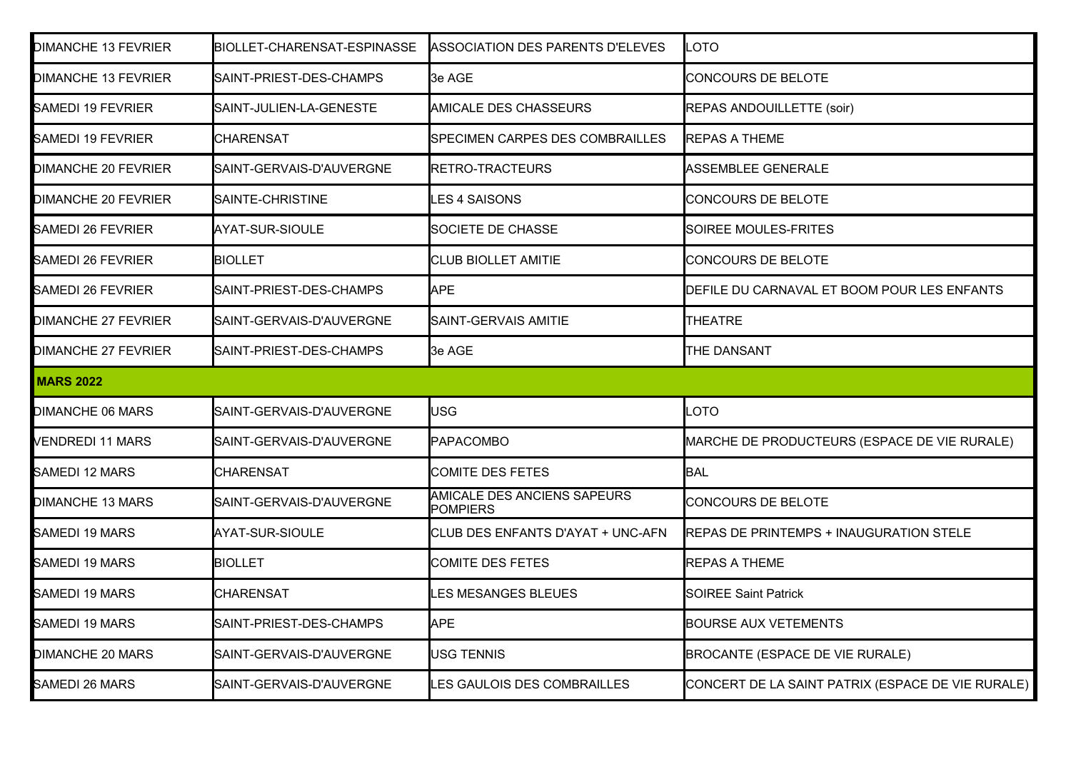| | | | |
|---|---|---|---|
| DIMANCHE 13 FEVRIER | BIOLLET-CHARENSAT-ESPINASSE | ASSOCIATION DES PARENTS D'ELEVES | LOTO |
| DIMANCHE 13 FEVRIER | SAINT-PRIEST-DES-CHAMPS | 3e AGE | CONCOURS DE BELOTE |
| SAMEDI 19 FEVRIER | SAINT-JULIEN-LA-GENESTE | AMICALE DES CHASSEURS | REPAS ANDOUILLETTE (soir) |
| SAMEDI 19 FEVRIER | CHARENSAT | SPECIMEN CARPES DES COMBRAILLES | REPAS A THEME |
| DIMANCHE 20 FEVRIER | SAINT-GERVAIS-D'AUVERGNE | RETRO-TRACTEURS | ASSEMBLEE GENERALE |
| DIMANCHE 20 FEVRIER | SAINTE-CHRISTINE | LES 4 SAISONS | CONCOURS DE BELOTE |
| SAMEDI 26 FEVRIER | AYAT-SUR-SIOULE | SOCIETE DE CHASSE | SOIREE MOULES-FRITES |
| SAMEDI 26 FEVRIER | BIOLLET | CLUB BIOLLET AMITIE | CONCOURS DE BELOTE |
| SAMEDI 26 FEVRIER | SAINT-PRIEST-DES-CHAMPS | APE | DEFILE DU CARNAVAL ET BOOM POUR LES ENFANTS |
| DIMANCHE 27 FEVRIER | SAINT-GERVAIS-D'AUVERGNE | SAINT-GERVAIS AMITIE | THEATRE |
| DIMANCHE 27 FEVRIER | SAINT-PRIEST-DES-CHAMPS | 3e AGE | THE DANSANT |
| **MARS 2022** | | | |
| DIMANCHE 06 MARS | SAINT-GERVAIS-D'AUVERGNE | USG | LOTO |
| VENDREDI 11 MARS | SAINT-GERVAIS-D'AUVERGNE | PAPACOMBO | MARCHE DE PRODUCTEURS (ESPACE DE VIE RURALE) |
| SAMEDI 12 MARS | CHARENSAT | COMITE DES FETES | BAL |
| DIMANCHE 13 MARS | SAINT-GERVAIS-D'AUVERGNE | AMICALE DES ANCIENS SAPEURS POMPIERS | CONCOURS DE BELOTE |
| SAMEDI 19 MARS | AYAT-SUR-SIOULE | CLUB DES ENFANTS D'AYAT + UNC-AFN | REPAS DE PRINTEMPS + INAUGURATION STELE |
| SAMEDI 19 MARS | BIOLLET | COMITE DES FETES | REPAS A THEME |
| SAMEDI 19 MARS | CHARENSAT | LES MESANGES BLEUES | SOIREE Saint Patrick |
| SAMEDI 19 MARS | SAINT-PRIEST-DES-CHAMPS | APE | BOURSE AUX VETEMENTS |
| DIMANCHE 20 MARS | SAINT-GERVAIS-D'AUVERGNE | USG TENNIS | BROCANTE (ESPACE DE VIE RURALE) |
| SAMEDI 26 MARS | SAINT-GERVAIS-D'AUVERGNE | LES GAULOIS DES COMBRAILLES | CONCERT DE LA SAINT PATRIX (ESPACE DE VIE RURALE) |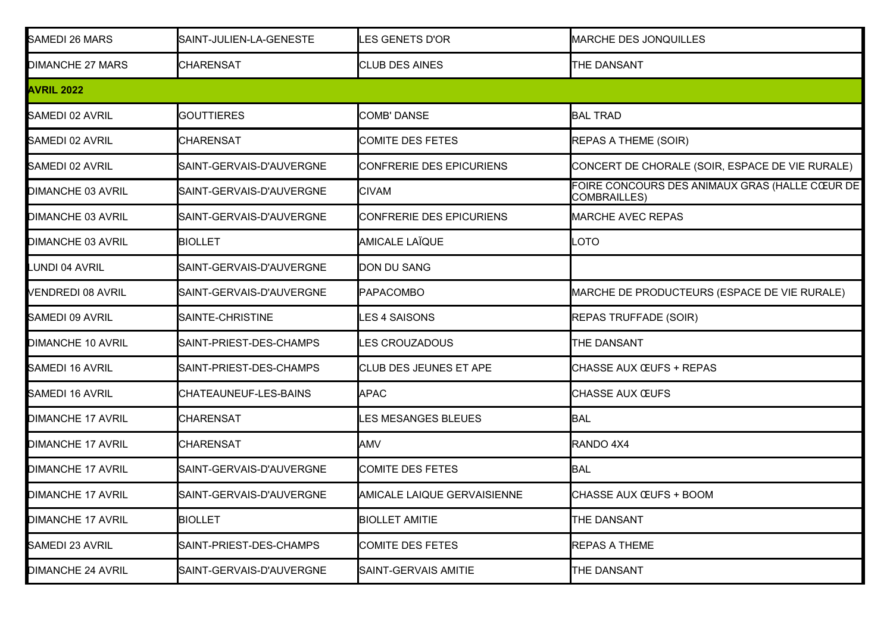| | | | |
|---|---|---|---|
| SAMEDI 26 MARS | SAINT-JULIEN-LA-GENESTE | LES GENETS D'OR | MARCHE DES JONQUILLES |
| DIMANCHE 27 MARS | CHARENSAT | CLUB DES AINES | THE DANSANT |
| **AVRIL 2022** | | | |
| SAMEDI 02 AVRIL | GOUTTIERES | COMB' DANSE | BAL TRAD |
| SAMEDI 02 AVRIL | CHARENSAT | COMITE DES FETES | REPAS A THEME (SOIR) |
| SAMEDI 02 AVRIL | SAINT-GERVAIS-D'AUVERGNE | CONFRERIE DES EPICURIENS | CONCERT DE CHORALE (SOIR, ESPACE DE VIE RURALE) |
| DIMANCHE 03 AVRIL | SAINT-GERVAIS-D'AUVERGNE | CIVAM | FOIRE CONCOURS DES ANIMAUX GRAS (HALLE CŒUR DE COMBRAILLES) |
| DIMANCHE 03 AVRIL | SAINT-GERVAIS-D'AUVERGNE | CONFRERIE DES EPICURIENS | MARCHE AVEC REPAS |
| DIMANCHE 03 AVRIL | BIOLLET | AMICALE LAÏQUE | LOTO |
| LUNDI 04 AVRIL | SAINT-GERVAIS-D'AUVERGNE | DON DU SANG | |
| VENDREDI 08 AVRIL | SAINT-GERVAIS-D'AUVERGNE | PAPACOMBO | MARCHE DE PRODUCTEURS (ESPACE DE VIE RURALE) |
| SAMEDI 09 AVRIL | SAINTE-CHRISTINE | LES 4 SAISONS | REPAS TRUFFADE (SOIR) |
| DIMANCHE 10 AVRIL | SAINT-PRIEST-DES-CHAMPS | LES CROUZADOUS | THE DANSANT |
| SAMEDI 16 AVRIL | SAINT-PRIEST-DES-CHAMPS | CLUB DES JEUNES ET APE | CHASSE AUX ŒUFS + REPAS |
| SAMEDI 16 AVRIL | CHATEAUNEUF-LES-BAINS | APAC | CHASSE AUX ŒUFS |
| DIMANCHE 17 AVRIL | CHARENSAT | LES MESANGES BLEUES | BAL |
| DIMANCHE 17 AVRIL | CHARENSAT | AMV | RANDO 4X4 |
| DIMANCHE 17 AVRIL | SAINT-GERVAIS-D'AUVERGNE | COMITE DES FETES | BAL |
| DIMANCHE 17 AVRIL | SAINT-GERVAIS-D'AUVERGNE | AMICALE LAIQUE GERVAISIENNE | CHASSE AUX ŒUFS + BOOM |
| DIMANCHE 17 AVRIL | BIOLLET | BIOLLET AMITIE | THE DANSANT |
| SAMEDI 23 AVRIL | SAINT-PRIEST-DES-CHAMPS | COMITE DES FETES | REPAS A THEME |
| DIMANCHE 24 AVRIL | SAINT-GERVAIS-D'AUVERGNE | SAINT-GERVAIS AMITIE | THE DANSANT |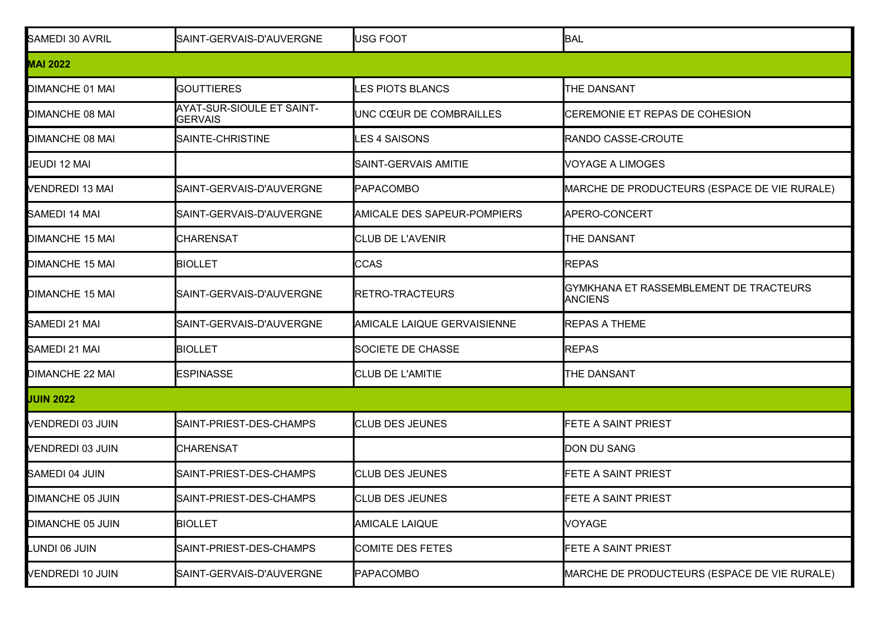| | | | |
|---|---|---|---|
| SAMEDI 30 AVRIL | SAINT-GERVAIS-D'AUVERGNE | USG FOOT | BAL |
| **MAI 2022** | | | |
| DIMANCHE 01 MAI | GOUTTIERES | LES PIOTS BLANCS | THE DANSANT |
| DIMANCHE 08 MAI | AYAT-SUR-SIOULE ET SAINT-GERVAIS | UNC CŒUR DE COMBRAILLES | CEREMONIE ET REPAS DE COHESION |
| DIMANCHE 08 MAI | SAINTE-CHRISTINE | LES 4 SAISONS | RANDO CASSE-CROUTE |
| JEUDI 12 MAI | | SAINT-GERVAIS AMITIE | VOYAGE A LIMOGES |
| VENDREDI 13 MAI | SAINT-GERVAIS-D'AUVERGNE | PAPACOMBO | MARCHE DE PRODUCTEURS (ESPACE DE VIE RURALE) |
| SAMEDI 14 MAI | SAINT-GERVAIS-D'AUVERGNE | AMICALE DES SAPEUR-POMPIERS | APERO-CONCERT |
| DIMANCHE 15 MAI | CHARENSAT | CLUB DE L'AVENIR | THE DANSANT |
| DIMANCHE 15 MAI | BIOLLET | CCAS | REPAS |
| DIMANCHE 15 MAI | SAINT-GERVAIS-D'AUVERGNE | RETRO-TRACTEURS | GYMKHANA ET RASSEMBLEMENT DE TRACTEURS ANCIENS |
| SAMEDI 21 MAI | SAINT-GERVAIS-D'AUVERGNE | AMICALE LAIQUE GERVAISIENNE | REPAS A THEME |
| SAMEDI 21 MAI | BIOLLET | SOCIETE DE CHASSE | REPAS |
| DIMANCHE 22 MAI | ESPINASSE | CLUB DE L'AMITIE | THE DANSANT |
| **JUIN 2022** | | | |
| VENDREDI 03 JUIN | SAINT-PRIEST-DES-CHAMPS | CLUB DES JEUNES | FETE A SAINT PRIEST |
| VENDREDI 03 JUIN | CHARENSAT | | DON DU SANG |
| SAMEDI 04 JUIN | SAINT-PRIEST-DES-CHAMPS | CLUB DES JEUNES | FETE A SAINT PRIEST |
| DIMANCHE 05 JUIN | SAINT-PRIEST-DES-CHAMPS | CLUB DES JEUNES | FETE A SAINT PRIEST |
| DIMANCHE 05 JUIN | BIOLLET | AMICALE LAIQUE | VOYAGE |
| LUNDI 06 JUIN | SAINT-PRIEST-DES-CHAMPS | COMITE DES FETES | FETE A SAINT PRIEST |
| VENDREDI 10 JUIN | SAINT-GERVAIS-D'AUVERGNE | PAPACOMBO | MARCHE DE PRODUCTEURS (ESPACE DE VIE RURALE) |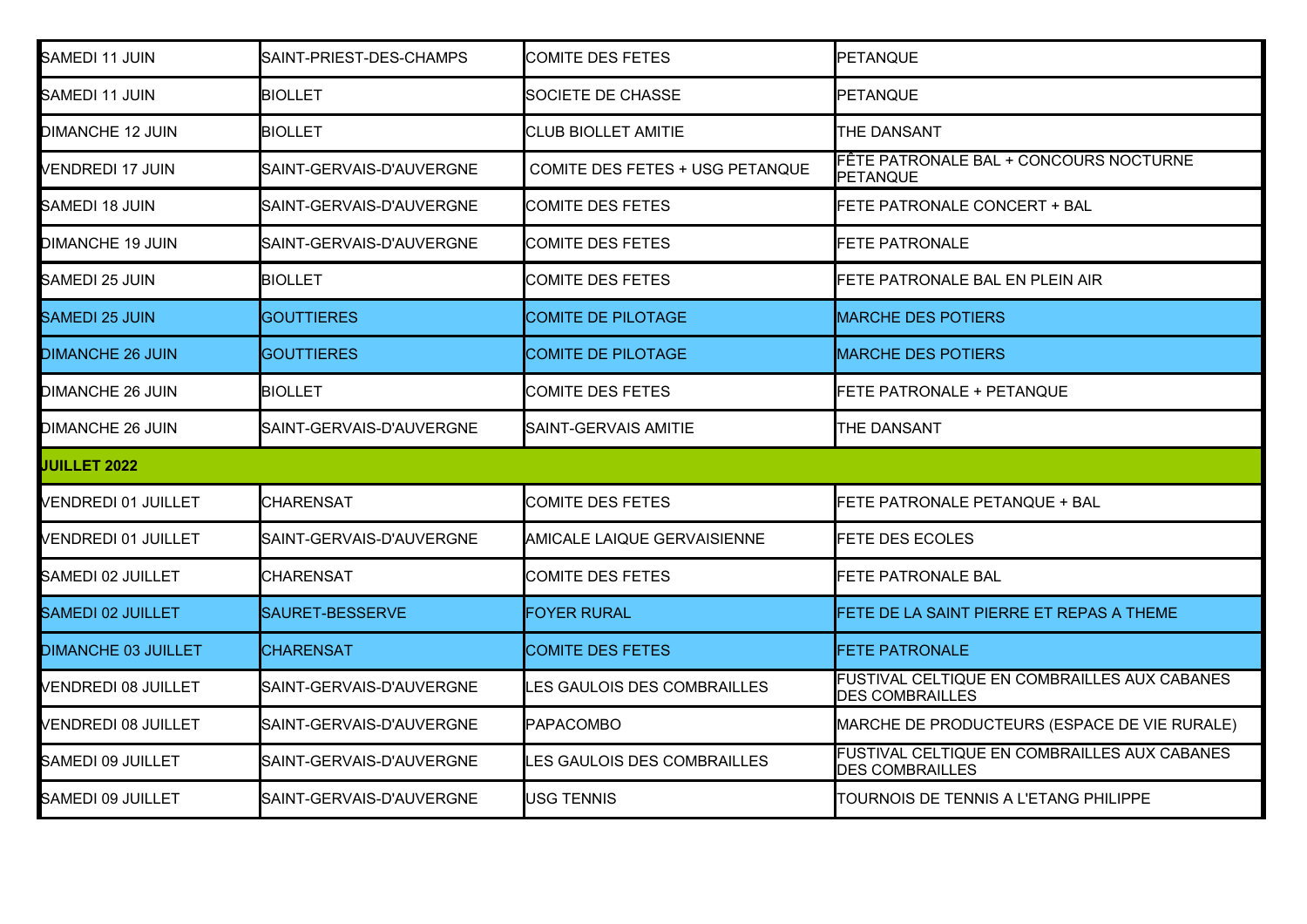| | | | |
|---|---|---|---|
| SAMEDI 11 JUIN | SAINT-PRIEST-DES-CHAMPS | COMITE DES FETES | PETANQUE |
| SAMEDI 11 JUIN | BIOLLET | SOCIETE DE CHASSE | PETANQUE |
| DIMANCHE 12 JUIN | BIOLLET | CLUB BIOLLET AMITIE | THE DANSANT |
| VENDREDI 17 JUIN | SAINT-GERVAIS-D'AUVERGNE | COMITE DES FETES + USG PETANQUE | FÊTE PATRONALE BAL + CONCOURS NOCTURNE PETANQUE |
| SAMEDI 18 JUIN | SAINT-GERVAIS-D'AUVERGNE | COMITE DES FETES | FETE PATRONALE CONCERT + BAL |
| DIMANCHE 19 JUIN | SAINT-GERVAIS-D'AUVERGNE | COMITE DES FETES | FETE PATRONALE |
| SAMEDI 25 JUIN | BIOLLET | COMITE DES FETES | FETE PATRONALE BAL EN PLEIN AIR |
| SAMEDI 25 JUIN | GOUTTIERES | COMITE DE PILOTAGE | MARCHE DES POTIERS |
| DIMANCHE 26 JUIN | GOUTTIERES | COMITE DE PILOTAGE | MARCHE DES POTIERS |
| DIMANCHE 26 JUIN | BIOLLET | COMITE DES FETES | FETE PATRONALE + PETANQUE |
| DIMANCHE 26 JUIN | SAINT-GERVAIS-D'AUVERGNE | SAINT-GERVAIS AMITIE | THE DANSANT |
| **JUILLET 2022** | | | |
| VENDREDI 01 JUILLET | CHARENSAT | COMITE DES FETES | FETE PATRONALE PETANQUE + BAL |
| VENDREDI 01 JUILLET | SAINT-GERVAIS-D'AUVERGNE | AMICALE LAIQUE GERVAISIENNE | FETE DES ECOLES |
| SAMEDI 02 JUILLET | CHARENSAT | COMITE DES FETES | FETE PATRONALE BAL |
| SAMEDI 02 JUILLET | SAURET-BESSERVE | FOYER RURAL | FETE DE LA SAINT PIERRE ET REPAS A THEME |
| DIMANCHE 03 JUILLET | CHARENSAT | COMITE DES FETES | FETE PATRONALE |
| VENDREDI 08 JUILLET | SAINT-GERVAIS-D'AUVERGNE | LES GAULOIS DES COMBRAILLES | FUSTIVAL CELTIQUE EN COMBRAILLES AUX CABANES DES COMBRAILLES |
| VENDREDI 08 JUILLET | SAINT-GERVAIS-D'AUVERGNE | PAPACOMBO | MARCHE DE PRODUCTEURS (ESPACE DE VIE RURALE) |
| SAMEDI 09 JUILLET | SAINT-GERVAIS-D'AUVERGNE | LES GAULOIS DES COMBRAILLES | FUSTIVAL CELTIQUE EN COMBRAILLES AUX CABANES DES COMBRAILLES |
| SAMEDI 09 JUILLET | SAINT-GERVAIS-D'AUVERGNE | USG TENNIS | TOURNOIS DE TENNIS A L'ETANG PHILIPPE |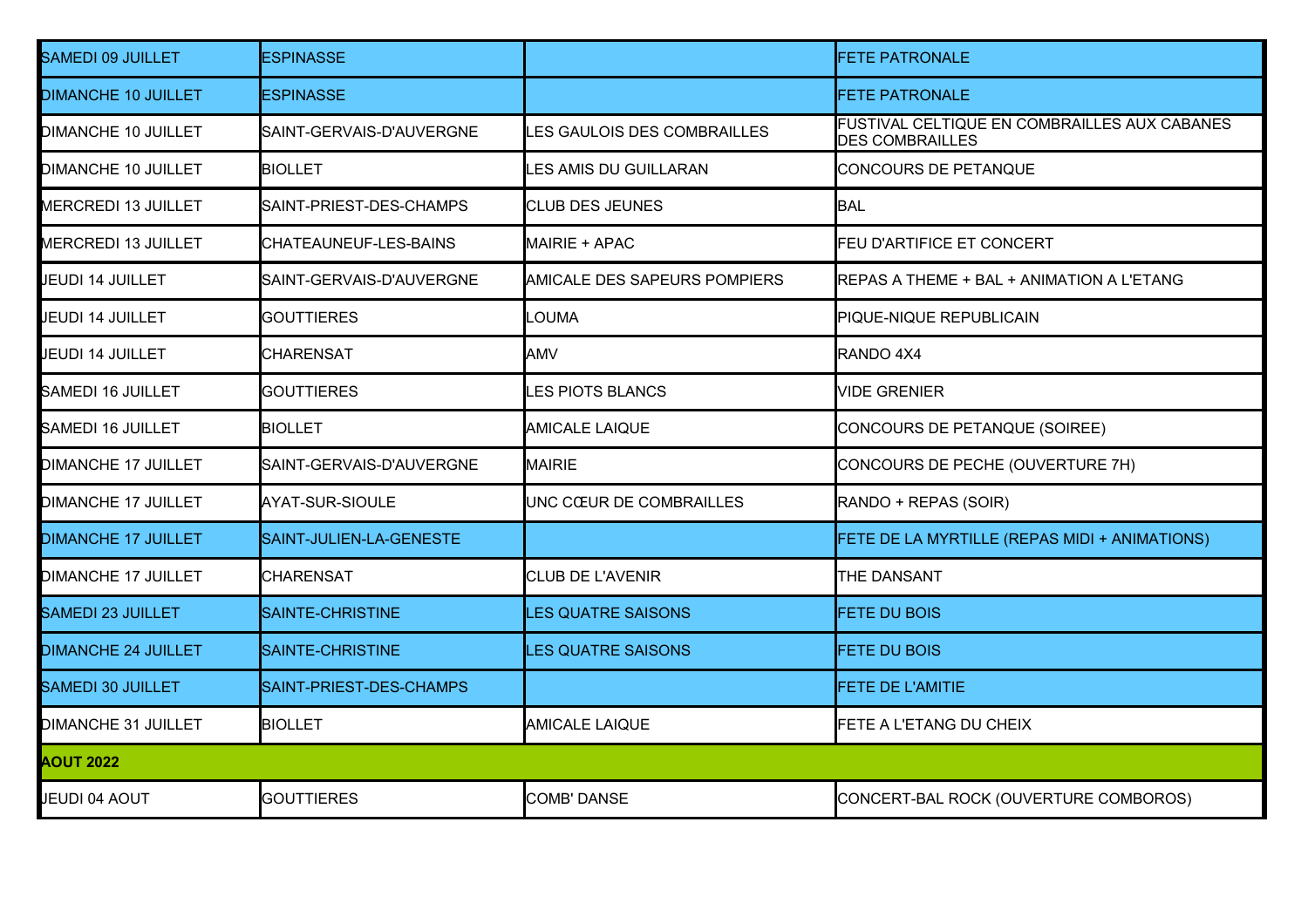| | | | |
|---|---|---|---|
| SAMEDI 09 JUILLET | ESPINASSE | | FETE PATRONALE |
| DIMANCHE 10 JUILLET | ESPINASSE | | FETE PATRONALE |
| DIMANCHE 10 JUILLET | SAINT-GERVAIS-D'AUVERGNE | LES GAULOIS DES COMBRAILLES | FUSTIVAL CELTIQUE EN COMBRAILLES AUX CABANES DES COMBRAILLES |
| DIMANCHE 10 JUILLET | BIOLLET | LES AMIS DU GUILLARAN | CONCOURS DE PETANQUE |
| MERCREDI 13 JUILLET | SAINT-PRIEST-DES-CHAMPS | CLUB DES JEUNES | BAL |
| MERCREDI 13 JUILLET | CHATEAUNEUF-LES-BAINS | MAIRIE + APAC | FEU D'ARTIFICE ET CONCERT |
| JEUDI 14 JUILLET | SAINT-GERVAIS-D'AUVERGNE | AMICALE DES SAPEURS POMPIERS | REPAS A THEME + BAL + ANIMATION A L'ETANG |
| JEUDI 14 JUILLET | GOUTTIERES | LOUMA | PIQUE-NIQUE REPUBLICAIN |
| JEUDI 14 JUILLET | CHARENSAT | AMV | RANDO 4X4 |
| SAMEDI 16 JUILLET | GOUTTIERES | LES PIOTS BLANCS | VIDE GRENIER |
| SAMEDI 16 JUILLET | BIOLLET | AMICALE LAIQUE | CONCOURS DE PETANQUE (SOIREE) |
| DIMANCHE 17 JUILLET | SAINT-GERVAIS-D'AUVERGNE | MAIRIE | CONCOURS DE PECHE (OUVERTURE 7H) |
| DIMANCHE 17 JUILLET | AYAT-SUR-SIOULE | UNC CŒUR DE COMBRAILLES | RANDO + REPAS (SOIR) |
| DIMANCHE 17 JUILLET | SAINT-JULIEN-LA-GENESTE | | FETE DE LA MYRTILLE (REPAS MIDI + ANIMATIONS) |
| DIMANCHE 17 JUILLET | CHARENSAT | CLUB DE L'AVENIR | THE DANSANT |
| SAMEDI 23 JUILLET | SAINTE-CHRISTINE | LES QUATRE SAISONS | FETE DU BOIS |
| DIMANCHE 24 JUILLET | SAINTE-CHRISTINE | LES QUATRE SAISONS | FETE DU BOIS |
| SAMEDI 30 JUILLET | SAINT-PRIEST-DES-CHAMPS | | FETE DE L'AMITIE |
| DIMANCHE 31 JUILLET | BIOLLET | AMICALE LAIQUE | FETE A L'ETANG DU CHEIX |
| **AOUT 2022** | | | |
| JEUDI 04 AOUT | GOUTTIERES | COMB' DANSE | CONCERT-BAL ROCK (OUVERTURE COMBOROS) |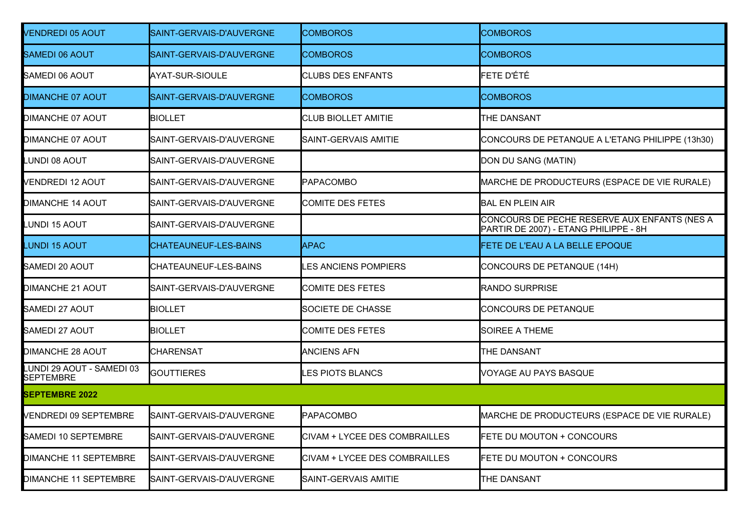| | | | |
|---|---|---|---|
| VENDREDI 05 AOUT | SAINT-GERVAIS-D'AUVERGNE | COMBOROS | COMBOROS |
| SAMEDI 06 AOUT | SAINT-GERVAIS-D'AUVERGNE | COMBOROS | COMBOROS |
| SAMEDI 06 AOUT | AYAT-SUR-SIOULE | CLUBS DES ENFANTS | FETE D'ÉTÉ |
| DIMANCHE 07 AOUT | SAINT-GERVAIS-D'AUVERGNE | COMBOROS | COMBOROS |
| DIMANCHE 07 AOUT | BIOLLET | CLUB BIOLLET AMITIE | THE DANSANT |
| DIMANCHE 07 AOUT | SAINT-GERVAIS-D'AUVERGNE | SAINT-GERVAIS AMITIE | CONCOURS DE PETANQUE A L'ETANG PHILIPPE (13h30) |
| LUNDI 08 AOUT | SAINT-GERVAIS-D'AUVERGNE | | DON DU SANG (MATIN) |
| VENDREDI 12 AOUT | SAINT-GERVAIS-D'AUVERGNE | PAPACOMBO | MARCHE DE PRODUCTEURS (ESPACE DE VIE RURALE) |
| DIMANCHE 14 AOUT | SAINT-GERVAIS-D'AUVERGNE | COMITE DES FETES | BAL EN PLEIN AIR |
| LUNDI 15 AOUT | SAINT-GERVAIS-D'AUVERGNE | | CONCOURS DE PECHE RESERVE AUX ENFANTS (NES A PARTIR DE 2007) - ETANG PHILIPPE - 8H |
| LUNDI 15 AOUT | CHATEAUNEUF-LES-BAINS | APAC | FETE DE L'EAU A LA BELLE EPOQUE |
| SAMEDI 20 AOUT | CHATEAUNEUF-LES-BAINS | LES ANCIENS POMPIERS | CONCOURS DE PETANQUE (14H) |
| DIMANCHE 21 AOUT | SAINT-GERVAIS-D'AUVERGNE | COMITE DES FETES | RANDO SURPRISE |
| SAMEDI 27 AOUT | BIOLLET | SOCIETE DE CHASSE | CONCOURS DE PETANQUE |
| SAMEDI 27 AOUT | BIOLLET | COMITE DES FETES | SOIREE A THEME |
| DIMANCHE 28 AOUT | CHARENSAT | ANCIENS AFN | THE DANSANT |
| LUNDI 29 AOUT - SAMEDI 03 SEPTEMBRE | GOUTTIERES | LES PIOTS BLANCS | VOYAGE AU PAYS BASQUE |
| **SEPTEMBRE 2022** | | | |
| VENDREDI 09 SEPTEMBRE | SAINT-GERVAIS-D'AUVERGNE | PAPACOMBO | MARCHE DE PRODUCTEURS (ESPACE DE VIE RURALE) |
| SAMEDI 10 SEPTEMBRE | SAINT-GERVAIS-D'AUVERGNE | CIVAM + LYCEE DES COMBRAILLES | FETE DU MOUTON + CONCOURS |
| DIMANCHE 11 SEPTEMBRE | SAINT-GERVAIS-D'AUVERGNE | CIVAM + LYCEE DES COMBRAILLES | FETE DU MOUTON + CONCOURS |
| DIMANCHE 11 SEPTEMBRE | SAINT-GERVAIS-D'AUVERGNE | SAINT-GERVAIS AMITIE | THE DANSANT |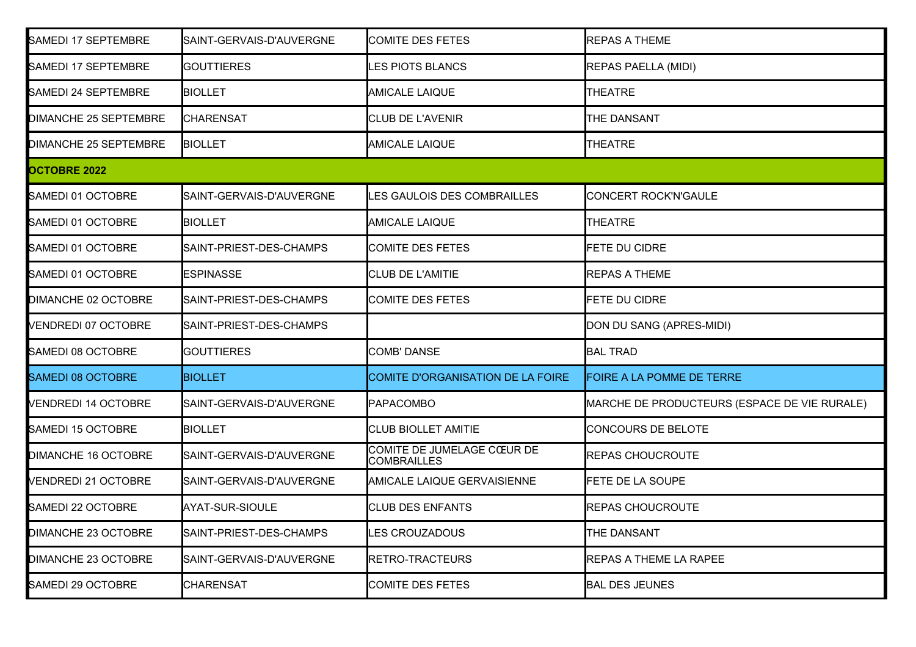| | | | |
|---|---|---|---|
| SAMEDI 17 SEPTEMBRE | SAINT-GERVAIS-D'AUVERGNE | COMITE DES FETES | REPAS A THEME |
| SAMEDI 17 SEPTEMBRE | GOUTTIERES | LES PIOTS BLANCS | REPAS PAELLA (MIDI) |
| SAMEDI 24 SEPTEMBRE | BIOLLET | AMICALE LAIQUE | THEATRE |
| DIMANCHE 25 SEPTEMBRE | CHARENSAT | CLUB DE L'AVENIR | THE DANSANT |
| DIMANCHE 25 SEPTEMBRE | BIOLLET | AMICALE LAIQUE | THEATRE |
| **OCTOBRE 2022** | | | |
| SAMEDI 01 OCTOBRE | SAINT-GERVAIS-D'AUVERGNE | LES GAULOIS DES COMBRAILLES | CONCERT ROCK'N'GAULE |
| SAMEDI 01 OCTOBRE | BIOLLET | AMICALE LAIQUE | THEATRE |
| SAMEDI 01 OCTOBRE | SAINT-PRIEST-DES-CHAMPS | COMITE DES FETES | FETE DU CIDRE |
| SAMEDI 01 OCTOBRE | ESPINASSE | CLUB DE L'AMITIE | REPAS A THEME |
| DIMANCHE 02 OCTOBRE | SAINT-PRIEST-DES-CHAMPS | COMITE DES FETES | FETE DU CIDRE |
| VENDREDI 07 OCTOBRE | SAINT-PRIEST-DES-CHAMPS | | DON DU SANG (APRES-MIDI) |
| SAMEDI 08 OCTOBRE | GOUTTIERES | COMB' DANSE | BAL TRAD |
| SAMEDI 08 OCTOBRE | BIOLLET | COMITE D'ORGANISATION DE LA FOIRE | FOIRE A LA POMME DE TERRE |
| VENDREDI 14 OCTOBRE | SAINT-GERVAIS-D'AUVERGNE | PAPACOMBO | MARCHE DE PRODUCTEURS (ESPACE DE VIE RURALE) |
| SAMEDI 15 OCTOBRE | BIOLLET | CLUB BIOLLET AMITIE | CONCOURS DE BELOTE |
| DIMANCHE 16 OCTOBRE | SAINT-GERVAIS-D'AUVERGNE | COMITE DE JUMELAGE CŒUR DE COMBRAILLES | REPAS CHOUCROUTE |
| VENDREDI 21 OCTOBRE | SAINT-GERVAIS-D'AUVERGNE | AMICALE LAIQUE GERVAISIENNE | FETE DE LA SOUPE |
| SAMEDI 22 OCTOBRE | AYAT-SUR-SIOULE | CLUB DES ENFANTS | REPAS CHOUCROUTE |
| DIMANCHE 23 OCTOBRE | SAINT-PRIEST-DES-CHAMPS | LES CROUZADOUS | THE DANSANT |
| DIMANCHE 23 OCTOBRE | SAINT-GERVAIS-D'AUVERGNE | RETRO-TRACTEURS | REPAS A THEME LA RAPEE |
| SAMEDI 29 OCTOBRE | CHARENSAT | COMITE DES FETES | BAL DES JEUNES |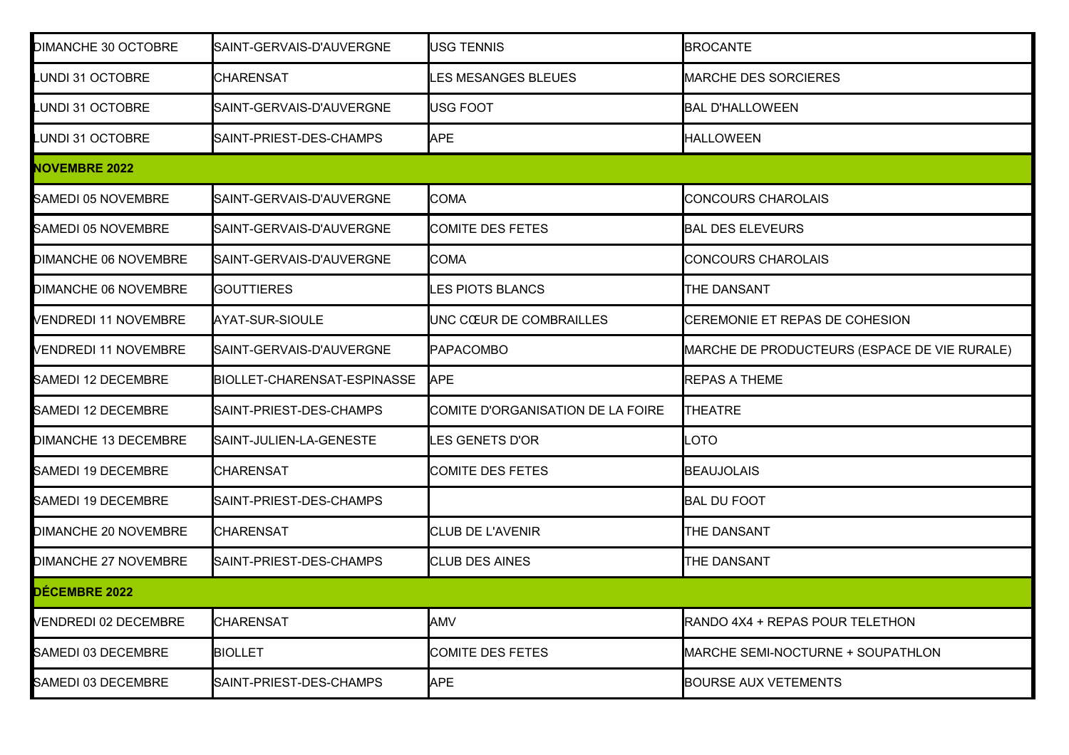| | | | |
|---|---|---|---|
| DIMANCHE 30 OCTOBRE | SAINT-GERVAIS-D'AUVERGNE | USG TENNIS | BROCANTE |
| LUNDI 31 OCTOBRE | CHARENSAT | LES MESANGES BLEUES | MARCHE DES SORCIERES |
| LUNDI 31 OCTOBRE | SAINT-GERVAIS-D'AUVERGNE | USG FOOT | BAL D'HALLOWEEN |
| LUNDI 31 OCTOBRE | SAINT-PRIEST-DES-CHAMPS | APE | HALLOWEEN |
| **NOVEMBRE 2022** | | | |
| SAMEDI 05 NOVEMBRE | SAINT-GERVAIS-D'AUVERGNE | COMA | CONCOURS CHAROLAIS |
| SAMEDI 05 NOVEMBRE | SAINT-GERVAIS-D'AUVERGNE | COMITE DES FETES | BAL DES ELEVEURS |
| DIMANCHE 06 NOVEMBRE | SAINT-GERVAIS-D'AUVERGNE | COMA | CONCOURS CHAROLAIS |
| DIMANCHE 06 NOVEMBRE | GOUTTIERES | LES PIOTS BLANCS | THE DANSANT |
| VENDREDI 11 NOVEMBRE | AYAT-SUR-SIOULE | UNC CŒUR DE COMBRAILLES | CEREMONIE ET REPAS DE COHESION |
| VENDREDI 11 NOVEMBRE | SAINT-GERVAIS-D'AUVERGNE | PAPACOMBO | MARCHE DE PRODUCTEURS (ESPACE DE VIE RURALE) |
| SAMEDI 12 DECEMBRE | BIOLLET-CHARENSAT-ESPINASSE | APE | REPAS A THEME |
| SAMEDI 12 DECEMBRE | SAINT-PRIEST-DES-CHAMPS | COMITE D'ORGANISATION DE LA FOIRE | THEATRE |
| DIMANCHE 13 DECEMBRE | SAINT-JULIEN-LA-GENESTE | LES GENETS D'OR | LOTO |
| SAMEDI 19 DECEMBRE | CHARENSAT | COMITE DES FETES | BEAUJOLAIS |
| SAMEDI 19 DECEMBRE | SAINT-PRIEST-DES-CHAMPS | | BAL DU FOOT |
| DIMANCHE 20 NOVEMBRE | CHARENSAT | CLUB DE L'AVENIR | THE DANSANT |
| DIMANCHE 27 NOVEMBRE | SAINT-PRIEST-DES-CHAMPS | CLUB DES AINES | THE DANSANT |
| **DÉCEMBRE 2022** | | | |
| VENDREDI 02 DECEMBRE | CHARENSAT | AMV | RANDO 4X4 + REPAS POUR TELETHON |
| SAMEDI 03 DECEMBRE | BIOLLET | COMITE DES FETES | MARCHE SEMI-NOCTURNE + SOUPATHLON |
| SAMEDI 03 DECEMBRE | SAINT-PRIEST-DES-CHAMPS | APE | BOURSE AUX VETEMENTS |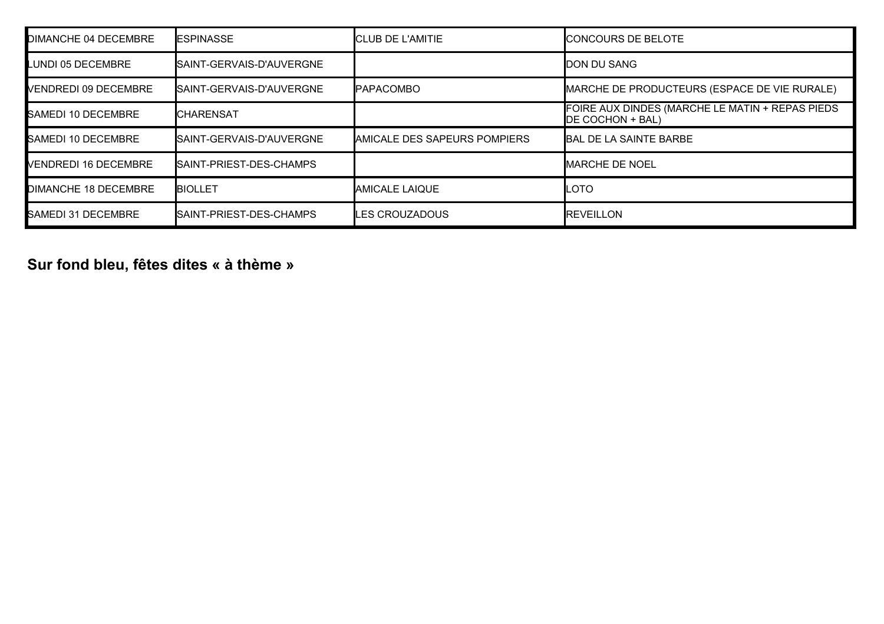| | | | |
|---|---|---|---|
| DIMANCHE 04 DECEMBRE | ESPINASSE | CLUB DE L'AMITIE | CONCOURS DE BELOTE |
| LUNDI 05 DECEMBRE | SAINT-GERVAIS-D'AUVERGNE | | DON DU SANG |
| VENDREDI 09 DECEMBRE | SAINT-GERVAIS-D'AUVERGNE | PAPACOMBO | MARCHE DE PRODUCTEURS (ESPACE DE VIE RURALE) |
| SAMEDI 10 DECEMBRE | CHARENSAT | | FOIRE AUX DINDES (MARCHE LE MATIN + REPAS PIEDS DE COCHON + BAL) |
| SAMEDI 10 DECEMBRE | SAINT-GERVAIS-D'AUVERGNE | AMICALE DES SAPEURS POMPIERS | BAL DE LA SAINTE BARBE |
| VENDREDI 16 DECEMBRE | SAINT-PRIEST-DES-CHAMPS | | MARCHE DE NOEL |
| DIMANCHE 18 DECEMBRE | BIOLLET | AMICALE LAIQUE | LOTO |
| SAMEDI 31 DECEMBRE | SAINT-PRIEST-DES-CHAMPS | LES CROUZADOUS | REVEILLON |

**Sur fond bleu, fêtes dites « à thème »**